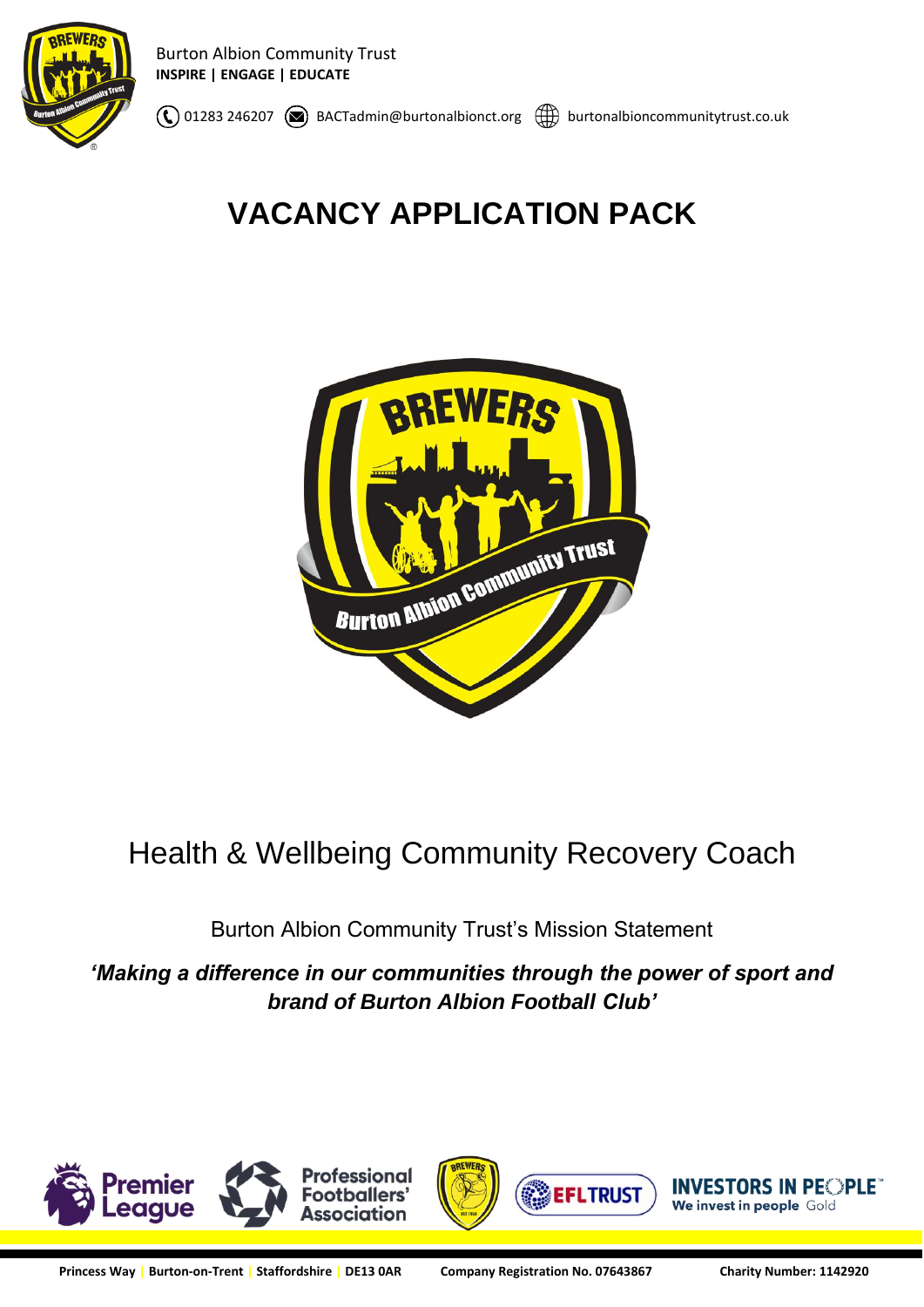Burton Albion Community Trust
**INSPIRE | ENGAGE | EDUCATE**

01283 246207 BACTadmin@burtonalbionct.org burtonalbioncommunitytrust.co.uk

# VACANCY APPLICATION PACK

## Health & Wellbeing Community Recovery Coach

Burton Albion Community Trust's Mission Statement

***'Making a difference in our communities through the power of sport and brand of Burton Albion Football Club'***

**Princess Way | Burton-on-Trent | Staffordshire | DE13 0AR** **Company Registration No. 07643867** **Charity Number: 1142920**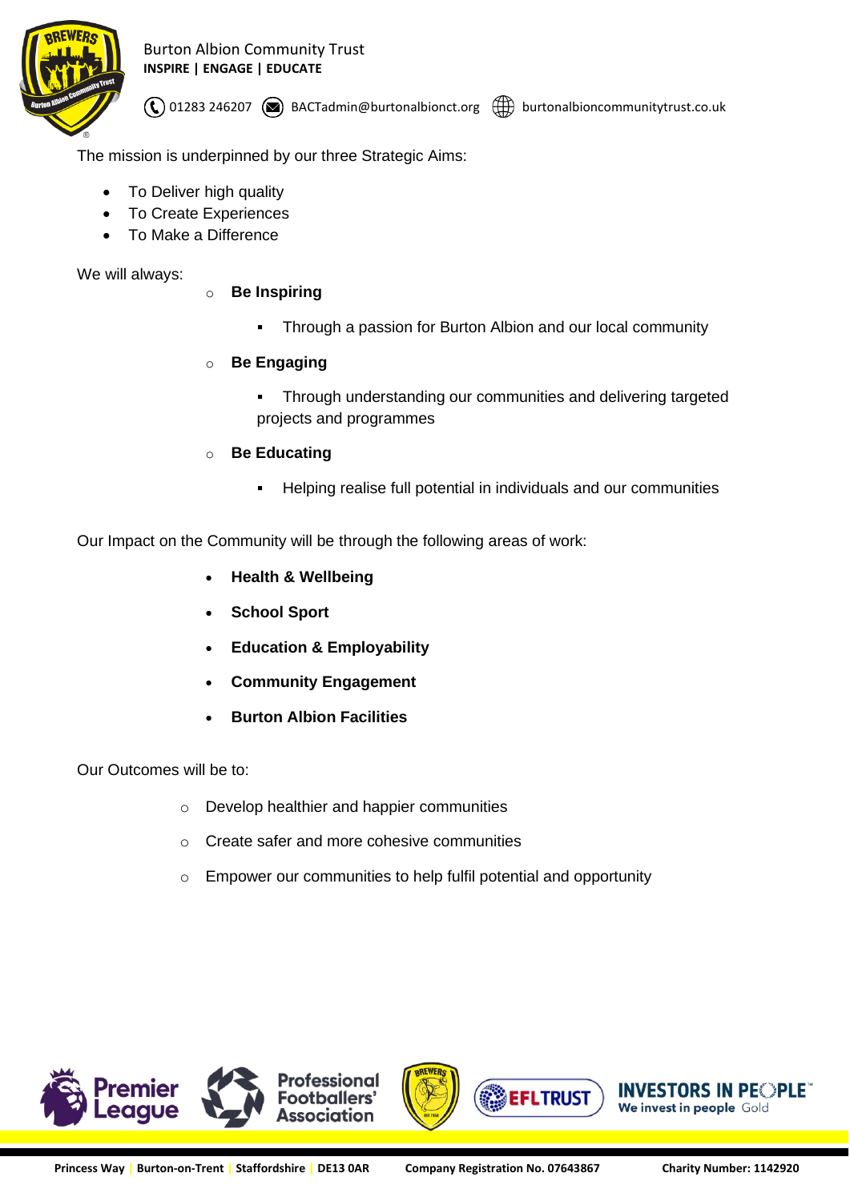The mission is underpinned by our three Strategic Aims:

- To Deliver high quality
- To Create Experiences
- To Make a Difference

We will always:

- **Be Inspiring**
  - Through a passion for Burton Albion and our local community
- **Be Engaging**
  - Through understanding our communities and delivering targeted projects and programmes
- **Be Educating**
  - Helping realise full potential in individuals and our communities

Our Impact on the Community will be through the following areas of work:

- **Health & Wellbeing**
- **School Sport**
- **Education & Employability**
- **Community Engagement**
- **Burton Albion Facilities**

Our Outcomes will be to:

- Develop healthier and happier communities
- Create safer and more cohesive communities
- Empower our communities to help fulfil potential and opportunity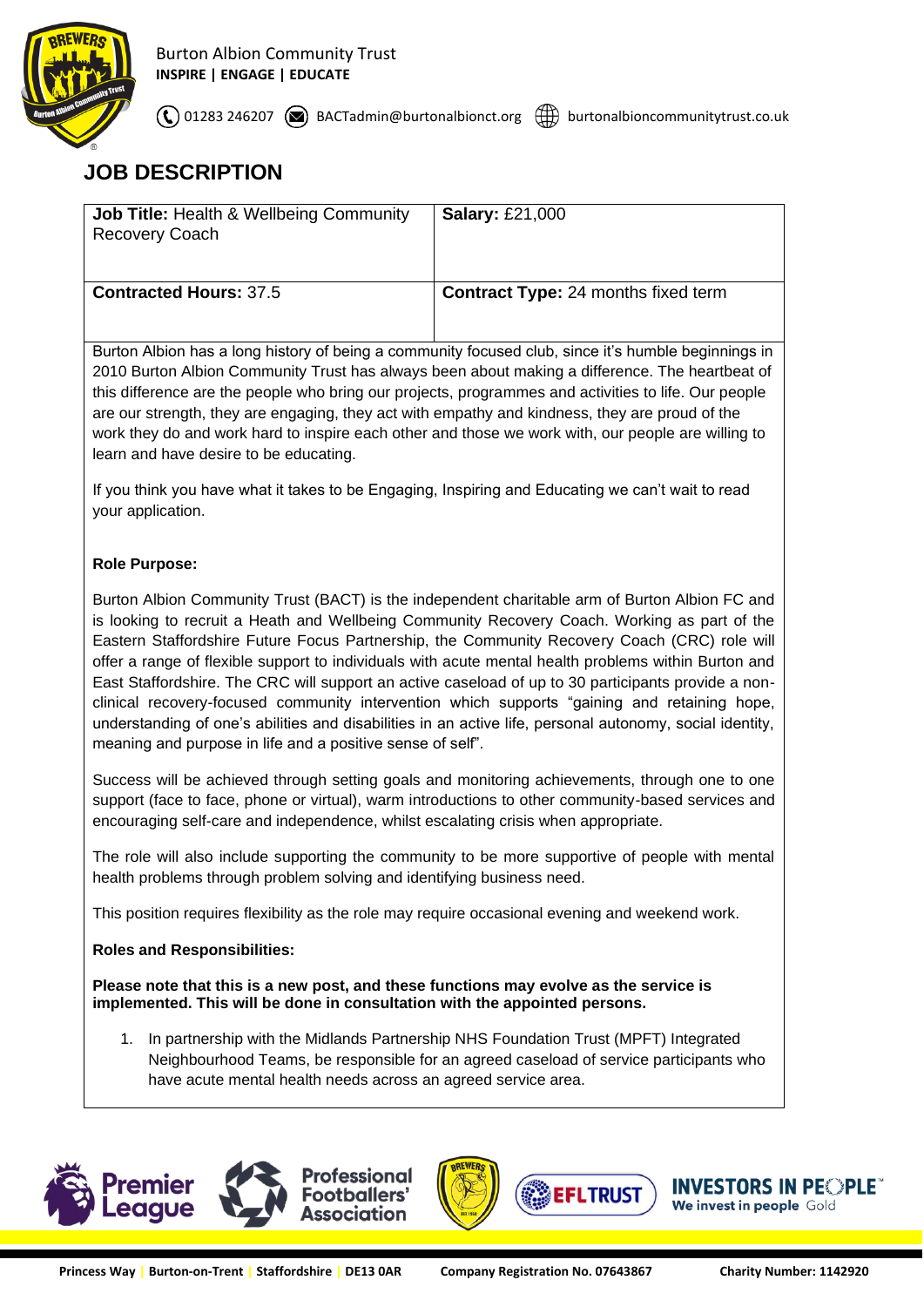Burton Albion Community Trust
**INSPIRE | ENGAGE | EDUCATE**

01283 246207 BACTadmin@burtonalbionct.org burtonalbioncommunitytrust.co.uk

# JOB DESCRIPTION

| **Job Title:** Health & Wellbeing Community Recovery Coach | **Salary:** £21,000 |
|---|---|
| **Contracted Hours:** 37.5 | **Contract Type:** 24 months fixed term |

Burton Albion has a long history of being a community focused club, since it's humble beginnings in 2010 Burton Albion Community Trust has always been about making a difference. The heartbeat of this difference are the people who bring our projects, programmes and activities to life. Our people are our strength, they are engaging, they act with empathy and kindness, they are proud of the work they do and work hard to inspire each other and those we work with, our people are willing to learn and have desire to be educating.

If you think you have what it takes to be Engaging, Inspiring and Educating we can't wait to read your application.

**Role Purpose:**

Burton Albion Community Trust (BACT) is the independent charitable arm of Burton Albion FC and is looking to recruit a Heath and Wellbeing Community Recovery Coach. Working as part of the Eastern Staffordshire Future Focus Partnership, the Community Recovery Coach (CRC) role will offer a range of flexible support to individuals with acute mental health problems within Burton and East Staffordshire. The CRC will support an active caseload of up to 30 participants provide a non-clinical recovery-focused community intervention which supports "gaining and retaining hope, understanding of one's abilities and disabilities in an active life, personal autonomy, social identity, meaning and purpose in life and a positive sense of self".

Success will be achieved through setting goals and monitoring achievements, through one to one support (face to face, phone or virtual), warm introductions to other community-based services and encouraging self-care and independence, whilst escalating crisis when appropriate.

The role will also include supporting the community to be more supportive of people with mental health problems through problem solving and identifying business need.

This position requires flexibility as the role may require occasional evening and weekend work.

**Roles and Responsibilities:**

**Please note that this is a new post, and these functions may evolve as the service is implemented. This will be done in consultation with the appointed persons.**

1. In partnership with the Midlands Partnership NHS Foundation Trust (MPFT) Integrated Neighbourhood Teams, be responsible for an agreed caseload of service participants who have acute mental health needs across an agreed service area.

Princess Way | Burton-on-Trent | Staffordshire | DE13 0AR Company Registration No. 07643867 Charity Number: 1142920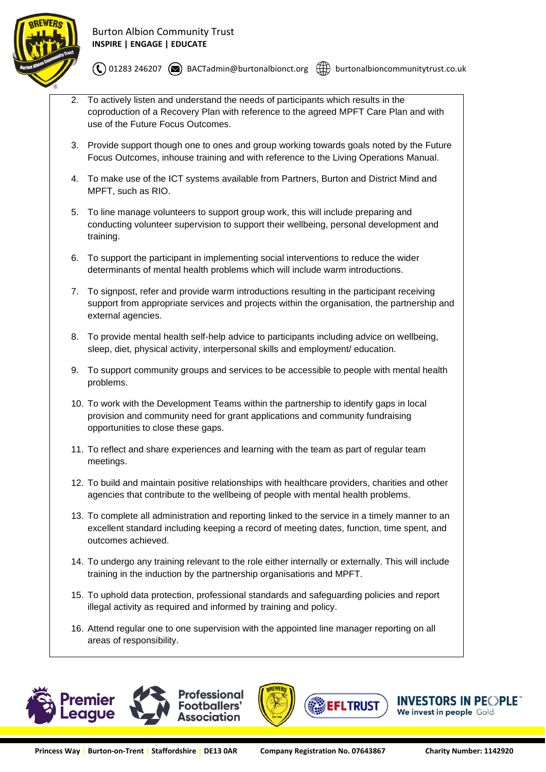2. To actively listen and understand the needs of participants which results in the coproduction of a Recovery Plan with reference to the agreed MPFT Care Plan and with use of the Future Focus Outcomes.
3. Provide support though one to ones and group working towards goals noted by the Future Focus Outcomes, inhouse training and with reference to the Living Operations Manual.
4. To make use of the ICT systems available from Partners, Burton and District Mind and MPFT, such as RIO.
5. To line manage volunteers to support group work, this will include preparing and conducting volunteer supervision to support their wellbeing, personal development and training.
6. To support the participant in implementing social interventions to reduce the wider determinants of mental health problems which will include warm introductions.
7. To signpost, refer and provide warm introductions resulting in the participant receiving support from appropriate services and projects within the organisation, the partnership and external agencies.
8. To provide mental health self-help advice to participants including advice on wellbeing, sleep, diet, physical activity, interpersonal skills and employment/ education.
9. To support community groups and services to be accessible to people with mental health problems.
10. To work with the Development Teams within the partnership to identify gaps in local provision and community need for grant applications and community fundraising opportunities to close these gaps.
11. To reflect and share experiences and learning with the team as part of regular team meetings.
12. To build and maintain positive relationships with healthcare providers, charities and other agencies that contribute to the wellbeing of people with mental health problems.
13. To complete all administration and reporting linked to the service in a timely manner to an excellent standard including keeping a record of meeting dates, function, time spent, and outcomes achieved.
14. To undergo any training relevant to the role either internally or externally. This will include training in the induction by the partnership organisations and MPFT.
15. To uphold data protection, professional standards and safeguarding policies and report illegal activity as required and informed by training and policy.
16. Attend regular one to one supervision with the appointed line manager reporting on all areas of responsibility.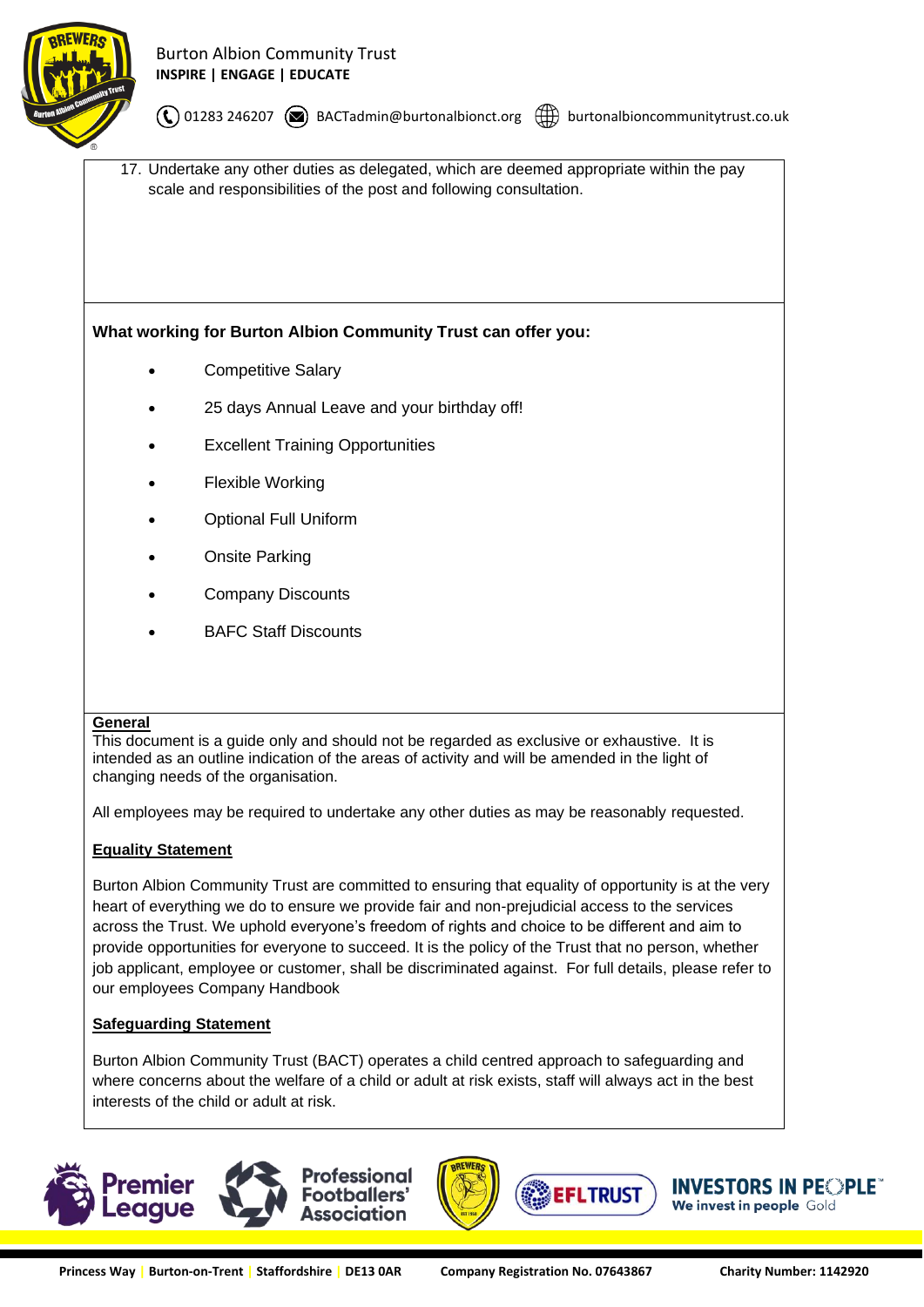17. Undertake any other duties as delegated, which are deemed appropriate within the pay scale and responsibilities of the post and following consultation.

**What working for Burton Albion Community Trust can offer you:**

- Competitive Salary
- 25 days Annual Leave and your birthday off!
- Excellent Training Opportunities
- Flexible Working
- Optional Full Uniform
- Onsite Parking
- Company Discounts
- BAFC Staff Discounts

**General**

This document is a guide only and should not be regarded as exclusive or exhaustive. It is intended as an outline indication of the areas of activity and will be amended in the light of changing needs of the organisation.

All employees may be required to undertake any other duties as may be reasonably requested.

**Equality Statement**

Burton Albion Community Trust are committed to ensuring that equality of opportunity is at the very heart of everything we do to ensure we provide fair and non-prejudicial access to the services across the Trust. We uphold everyone's freedom of rights and choice to be different and aim to provide opportunities for everyone to succeed. It is the policy of the Trust that no person, whether job applicant, employee or customer, shall be discriminated against. For full details, please refer to our employees Company Handbook

**Safeguarding Statement**

Burton Albion Community Trust (BACT) operates a child centred approach to safeguarding and where concerns about the welfare of a child or adult at risk exists, staff will always act in the best interests of the child or adult at risk.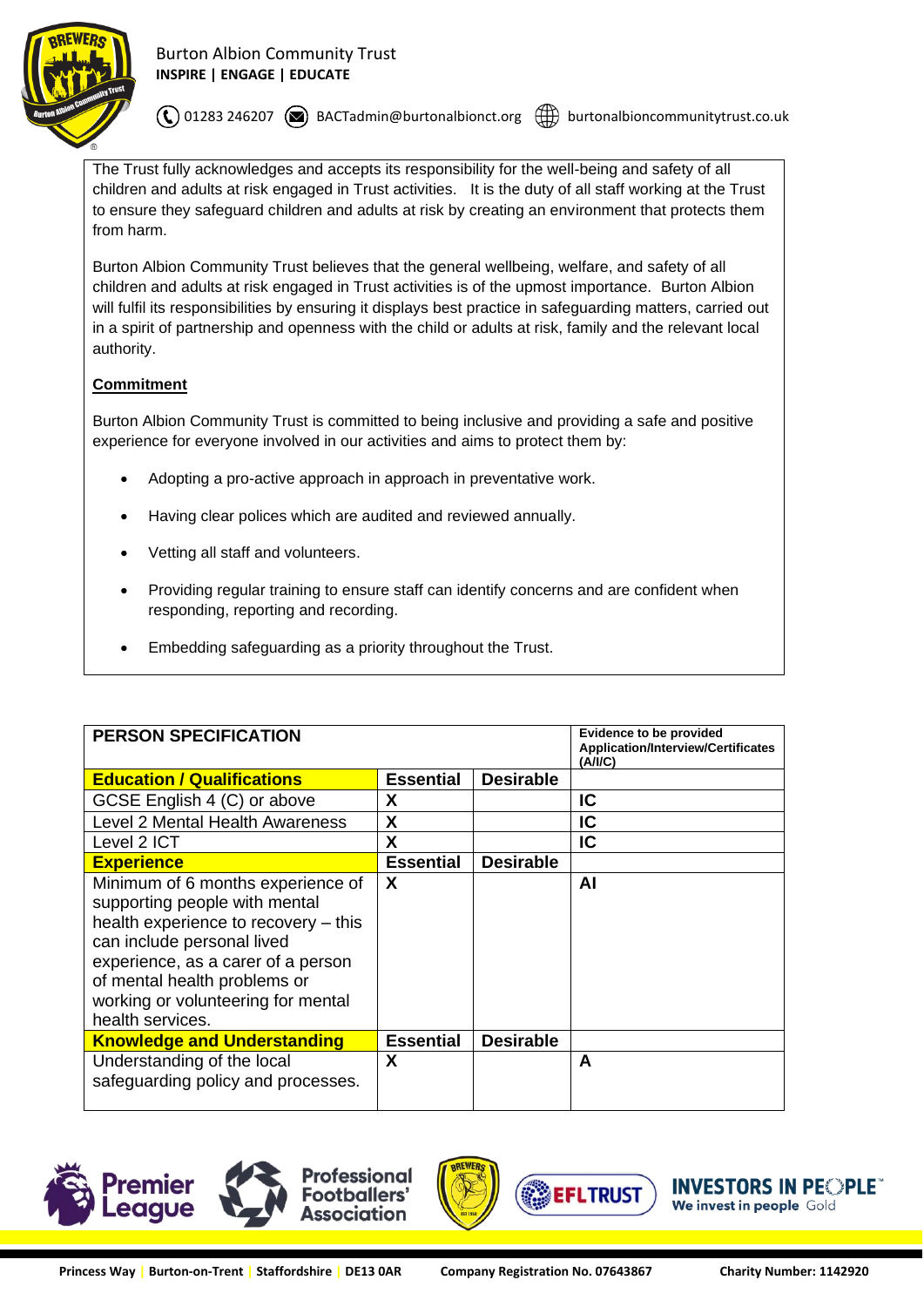The Trust fully acknowledges and accepts its responsibility for the well-being and safety of all children and adults at risk engaged in Trust activities. It is the duty of all staff working at the Trust to ensure they safeguard children and adults at risk by creating an environment that protects them from harm.

Burton Albion Community Trust believes that the general wellbeing, welfare, and safety of all children and adults at risk engaged in Trust activities is of the upmost importance. Burton Albion will fulfil its responsibilities by ensuring it displays best practice in safeguarding matters, carried out in a spirit of partnership and openness with the child or adults at risk, family and the relevant local authority.

**Commitment**

Burton Albion Community Trust is committed to being inclusive and providing a safe and positive experience for everyone involved in our activities and aims to protect them by:

- Adopting a pro-active approach in approach in preventative work.
- Having clear polices which are audited and reviewed annually.
- Vetting all staff and volunteers.
- Providing regular training to ensure staff can identify concerns and are confident when responding, reporting and recording.
- Embedding safeguarding as a priority throughout the Trust.

| PERSON SPECIFICATION | | | Evidence to be provided Application/Interview/Certificates (A/I/C) |
|---|---|---|---|
| **Education / Qualifications** | **Essential** | **Desirable** | |
| GCSE English 4 (C) or above | X | | IC |
| Level 2 Mental Health Awareness | X | | IC |
| Level 2 ICT | X | | IC |
| **Experience** | **Essential** | **Desirable** | |
| Minimum of 6 months experience of supporting people with mental health experience to recovery – this can include personal lived experience, as a carer of a person of mental health problems or working or volunteering for mental health services. | X | | AI |
| **Knowledge and Understanding** | **Essential** | **Desirable** | |
| Understanding of the local safeguarding policy and processes. | X | | A |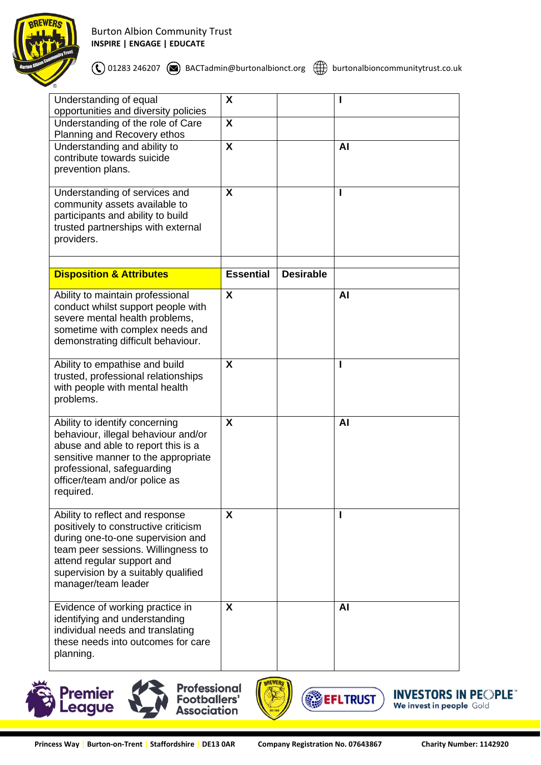| | | | |
|---|---|---|---|
| Understanding of equal opportunities and diversity policies | X | | I |
| Understanding of the role of Care Planning and Recovery ethos | X | | |
| Understanding and ability to contribute towards suicide prevention plans. | X | | AI |
| Understanding of services and community assets available to participants and ability to build trusted partnerships with external providers. | X | | I |
| | | | |
| **Disposition & Attributes** | **Essential** | **Desirable** | |
| Ability to maintain professional conduct whilst support people with severe mental health problems, sometime with complex needs and demonstrating difficult behaviour. | X | | AI |
| Ability to empathise and build trusted, professional relationships with people with mental health problems. | X | | I |
| Ability to identify concerning behaviour, illegal behaviour and/or abuse and able to report this is a sensitive manner to the appropriate professional, safeguarding officer/team and/or police as required. | X | | AI |
| Ability to reflect and response positively to constructive criticism during one-to-one supervision and team peer sessions. Willingness to attend regular support and supervision by a suitably qualified manager/team leader | X | | I |
| Evidence of working practice in identifying and understanding individual needs and translating these needs into outcomes for care planning. | X | | AI |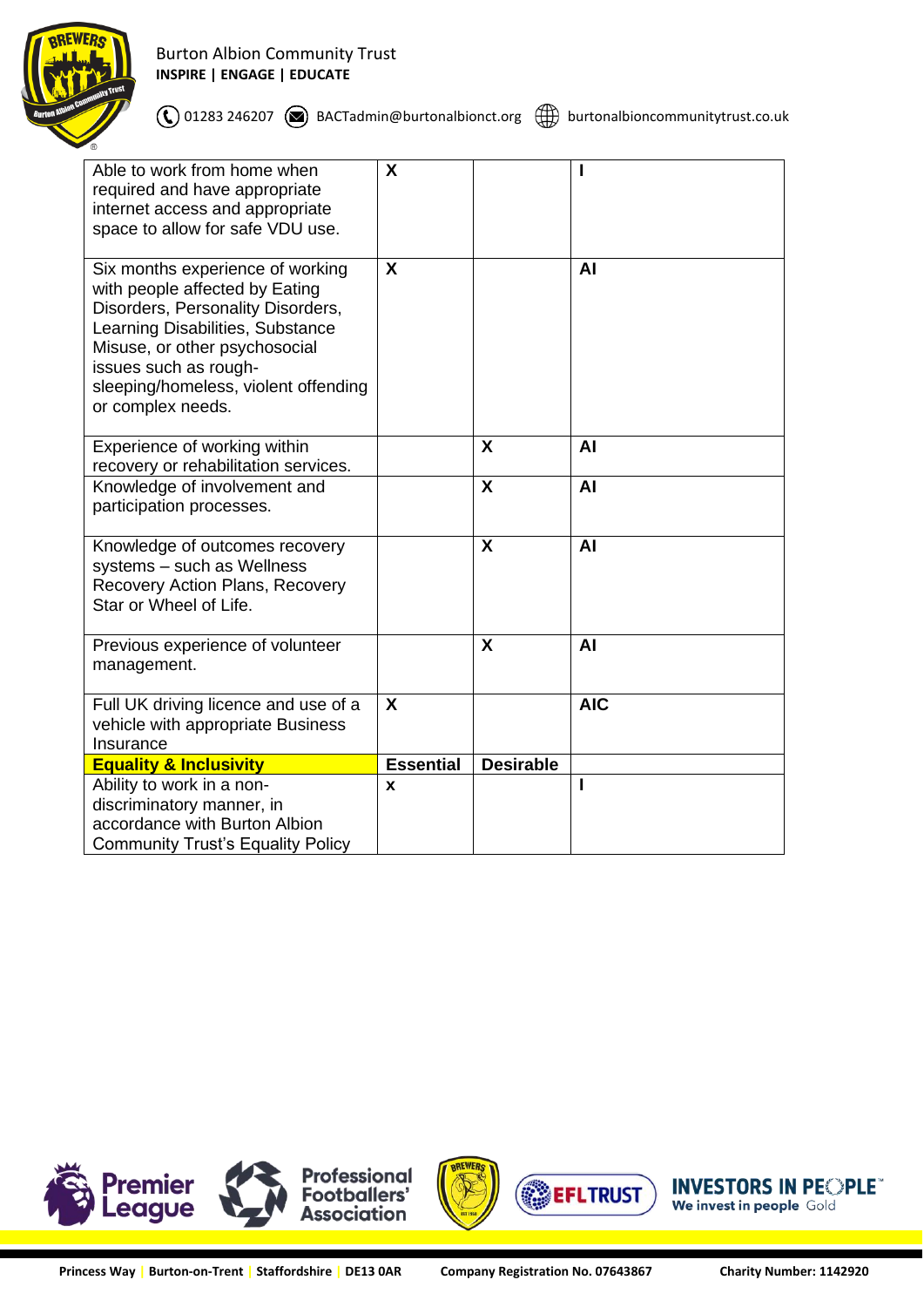| | | | |
|---|---|---|---|
| Able to work from home when required and have appropriate internet access and appropriate space to allow for safe VDU use. | X | | I |
| Six months experience of working with people affected by Eating Disorders, Personality Disorders, Learning Disabilities, Substance Misuse, or other psychosocial issues such as rough-sleeping/homeless, violent offending or complex needs. | X | | AI |
| Experience of working within recovery or rehabilitation services. | | X | AI |
| Knowledge of involvement and participation processes. | | X | AI |
| Knowledge of outcomes recovery systems – such as Wellness Recovery Action Plans, Recovery Star or Wheel of Life. | | X | AI |
| Previous experience of volunteer management. | | X | AI |
| Full UK driving licence and use of a vehicle with appropriate Business Insurance | X | | AIC |
| **Equality & Inclusivity** | **Essential** | **Desirable** | |
| Ability to work in a non-discriminatory manner, in accordance with Burton Albion Community Trust's Equality Policy | x | | I |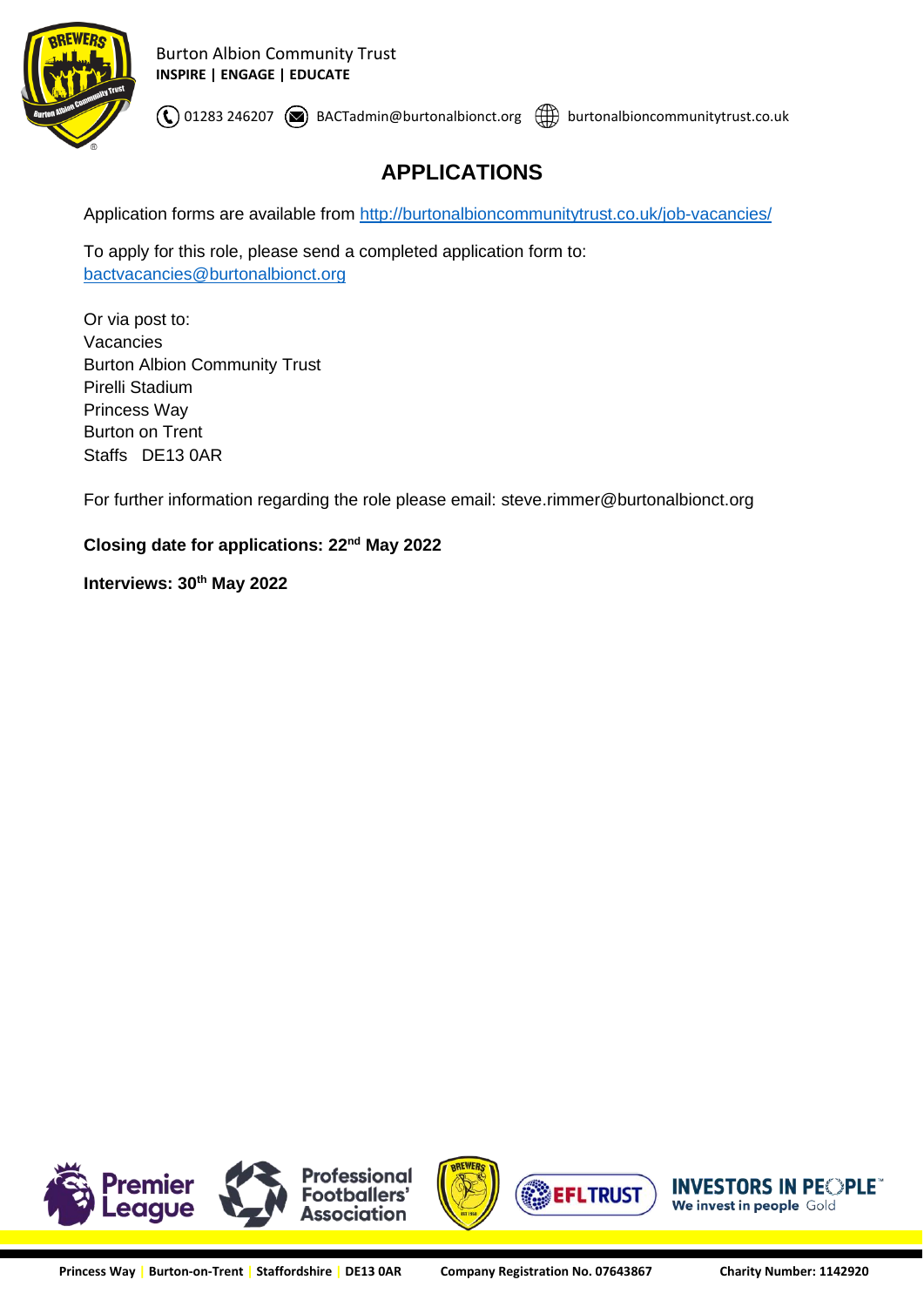Burton Albion Community Trust
**INSPIRE | ENGAGE | EDUCATE**

01283 246207 BACTadmin@burtonalbionct.org burtonalbioncommunitytrust.co.uk

# APPLICATIONS

Application forms are available from http://burtonalbioncommunitytrust.co.uk/job-vacancies/

To apply for this role, please send a completed application form to:
bactvacancies@burtonalbionct.org

Or via post to:
Vacancies
Burton Albion Community Trust
Pirelli Stadium
Princess Way
Burton on Trent
Staffs DE13 0AR

For further information regarding the role please email: steve.rimmer@burtonalbionct.org

**Closing date for applications: 22nd May 2022**

**Interviews: 30th May 2022**

Princess Way | Burton-on-Trent | Staffordshire | DE13 0AR Company Registration No. 07643867 Charity Number: 1142920